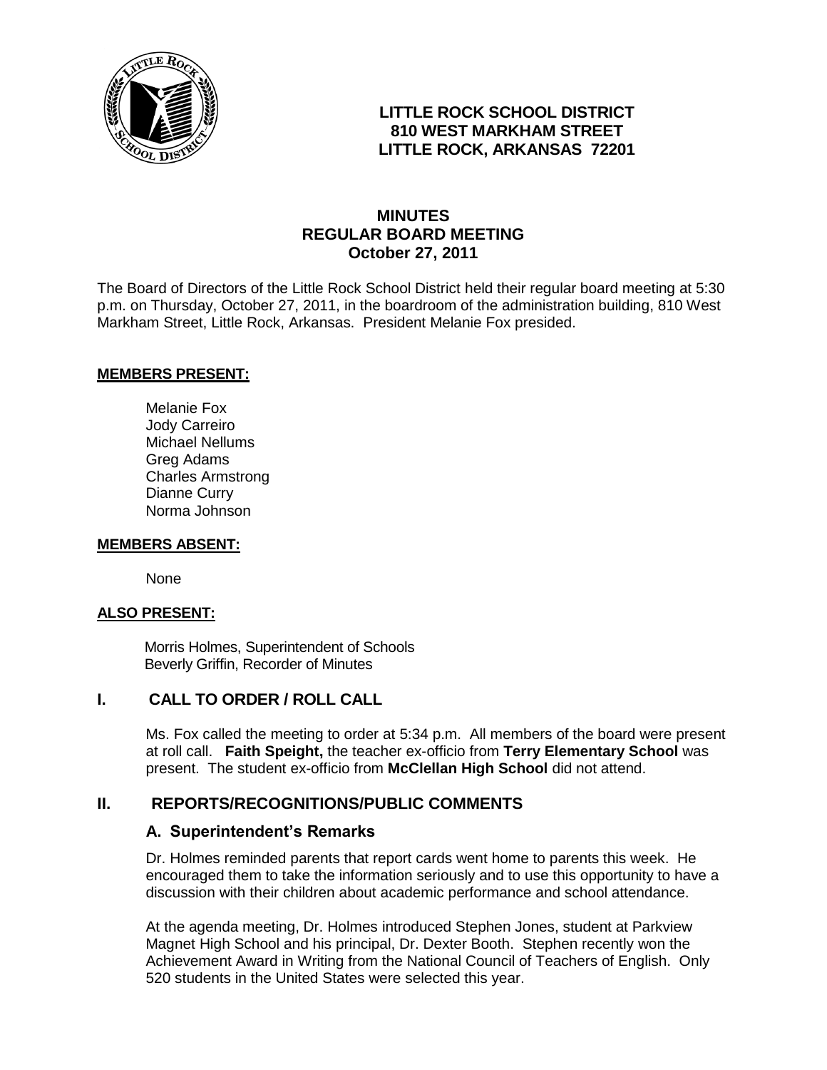# LITTLE ROCK SCHOOL DISTRICT
**810 WEST MARKHAM STREET**
**LITTLE ROCK, ARKANSAS 72201**

## MINUTES
## REGULAR BOARD MEETING
**October 27, 2011**

The Board of Directors of the Little Rock School District held their regular board meeting at 5:30 p.m. on Thursday, October 27, 2011, in the boardroom of the administration building, 810 West Markham Street, Little Rock, Arkansas. President Melanie Fox presided.

**MEMBERS PRESENT:**

Melanie Fox
Jody Carreiro
Michael Nellums
Greg Adams
Charles Armstrong
Dianne Curry
Norma Johnson

**MEMBERS ABSENT:**

None

**ALSO PRESENT:**

Morris Holmes, Superintendent of Schools
Beverly Griffin, Recorder of Minutes

## I. CALL TO ORDER / ROLL CALL

Ms. Fox called the meeting to order at 5:34 p.m. All members of the board were present at roll call. **Faith Speight,** the teacher ex-officio from **Terry Elementary School** was present. The student ex-officio from **McClellan High School** did not attend.

## II. REPORTS/RECOGNITIONS/PUBLIC COMMENTS

### A. Superintendent's Remarks

Dr. Holmes reminded parents that report cards went home to parents this week. He encouraged them to take the information seriously and to use this opportunity to have a discussion with their children about academic performance and school attendance.

At the agenda meeting, Dr. Holmes introduced Stephen Jones, student at Parkview Magnet High School and his principal, Dr. Dexter Booth. Stephen recently won the Achievement Award in Writing from the National Council of Teachers of English. Only 520 students in the United States were selected this year.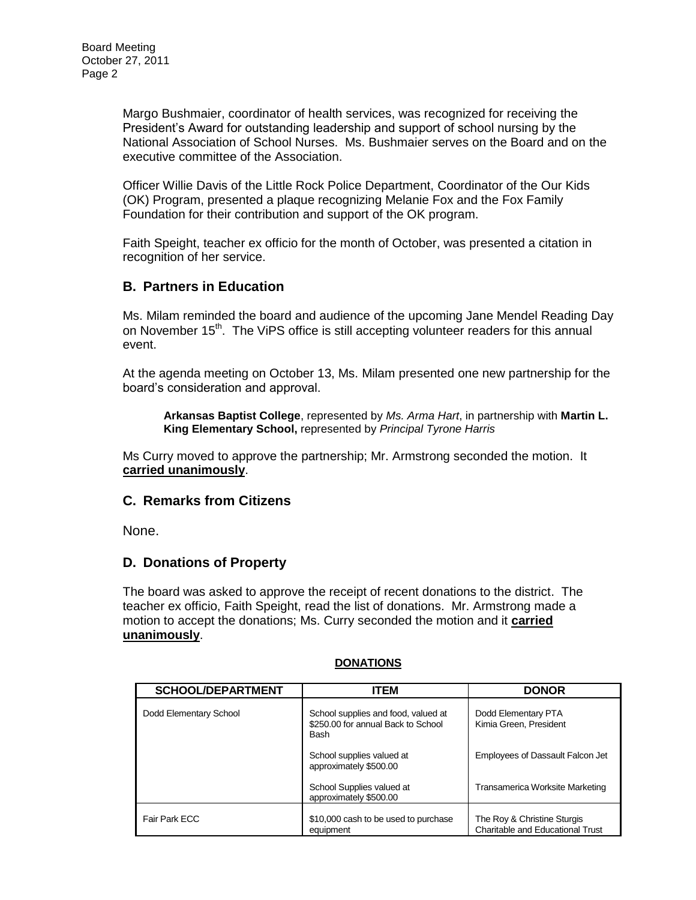Margo Bushmaier, coordinator of health services, was recognized for receiving the President's Award for outstanding leadership and support of school nursing by the National Association of School Nurses. Ms. Bushmaier serves on the Board and on the executive committee of the Association.

Officer Willie Davis of the Little Rock Police Department, Coordinator of the Our Kids (OK) Program, presented a plaque recognizing Melanie Fox and the Fox Family Foundation for their contribution and support of the OK program.

Faith Speight, teacher ex officio for the month of October, was presented a citation in recognition of her service.

## B. Partners in Education

Ms. Milam reminded the board and audience of the upcoming Jane Mendel Reading Day on November 15th. The ViPS office is still accepting volunteer readers for this annual event.

At the agenda meeting on October 13, Ms. Milam presented one new partnership for the board's consideration and approval.

> **Arkansas Baptist College**, represented by *Ms. Arma Hart*, in partnership with **Martin L. King Elementary School,** represented by *Principal Tyrone Harris*

Ms Curry moved to approve the partnership; Mr. Armstrong seconded the motion. It **carried unanimously**.

## C. Remarks from Citizens

None.

## D. Donations of Property

The board was asked to approve the receipt of recent donations to the district. The teacher ex officio, Faith Speight, read the list of donations. Mr. Armstrong made a motion to accept the donations; Ms. Curry seconded the motion and it **carried unanimously**.

**DONATIONS**

| SCHOOL/DEPARTMENT | ITEM | DONOR |
|---|---|---|
| Dodd Elementary School | School supplies and food, valued at $250.00 for annual Back to School Bash | Dodd Elementary PTA Kimia Green, President |
| | School supplies valued at approximately $500.00 | Employees of Dassault Falcon Jet |
| | School Supplies valued at approximately $500.00 | Transamerica Worksite Marketing |
| Fair Park ECC | $10,000 cash to be used to purchase equipment | The Roy & Christine Sturgis Charitable and Educational Trust |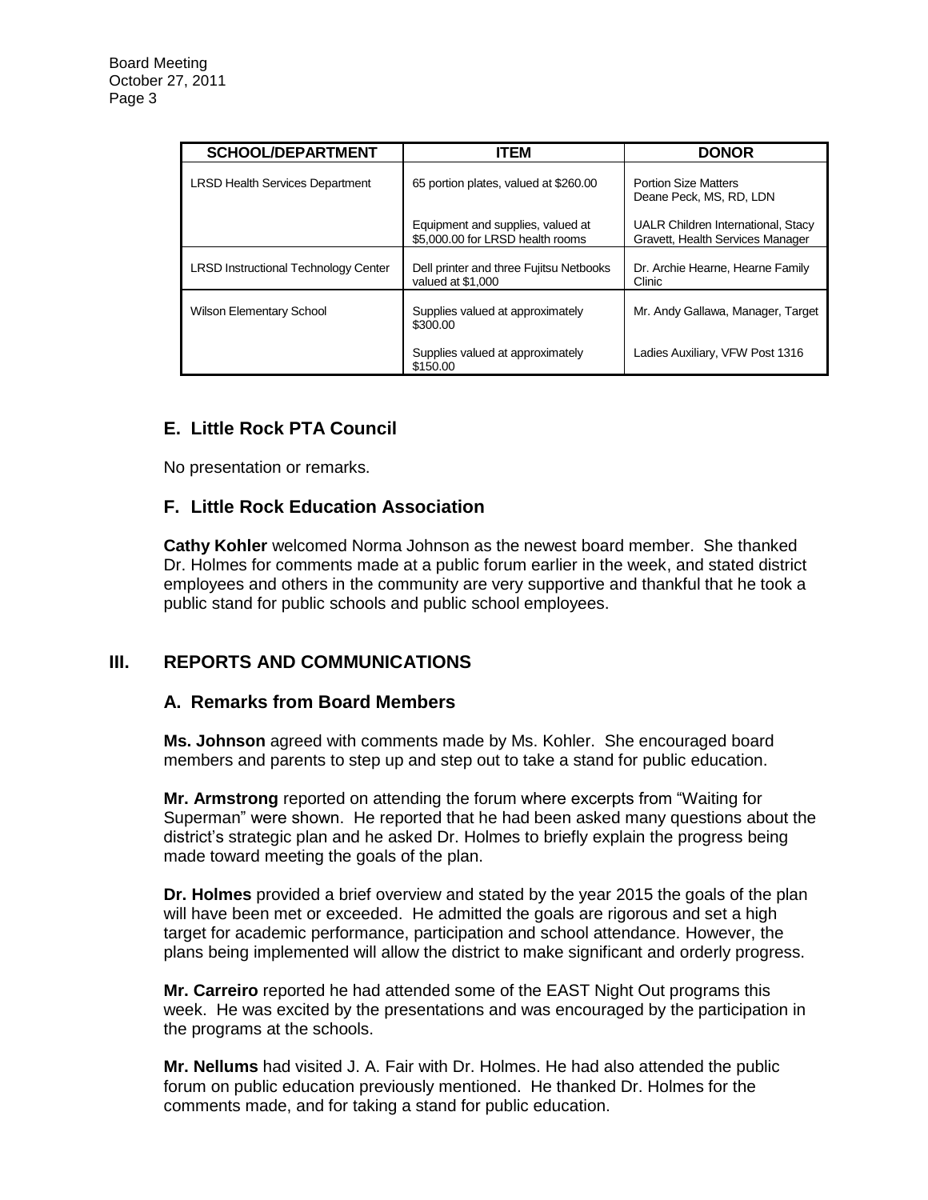| SCHOOL/DEPARTMENT | ITEM | DONOR |
| --- | --- | --- |
| LRSD Health Services Department | 65 portion plates, valued at $260.00 | Portion Size Matters Deane Peck, MS, RD, LDN |
| | Equipment and supplies, valued at $5,000.00 for LRSD health rooms | UALR Children International, Stacy Gravett, Health Services Manager |
| LRSD Instructional Technology Center | Dell printer and three Fujitsu Netbooks valued at $1,000 | Dr. Archie Hearne, Hearne Family Clinic |
| Wilson Elementary School | Supplies valued at approximately $300.00 | Mr. Andy Gallawa, Manager, Target |
| | Supplies valued at approximately $150.00 | Ladies Auxiliary, VFW Post 1316 |

### E. Little Rock PTA Council

No presentation or remarks.

### F. Little Rock Education Association

**Cathy Kohler** welcomed Norma Johnson as the newest board member. She thanked Dr. Holmes for comments made at a public forum earlier in the week, and stated district employees and others in the community are very supportive and thankful that he took a public stand for public schools and public school employees.

## III. REPORTS AND COMMUNICATIONS

### A. Remarks from Board Members

**Ms. Johnson** agreed with comments made by Ms. Kohler. She encouraged board members and parents to step up and step out to take a stand for public education.

**Mr. Armstrong** reported on attending the forum where excerpts from "Waiting for Superman" were shown. He reported that he had been asked many questions about the district's strategic plan and he asked Dr. Holmes to briefly explain the progress being made toward meeting the goals of the plan.

**Dr. Holmes** provided a brief overview and stated by the year 2015 the goals of the plan will have been met or exceeded. He admitted the goals are rigorous and set a high target for academic performance, participation and school attendance. However, the plans being implemented will allow the district to make significant and orderly progress.

**Mr. Carreiro** reported he had attended some of the EAST Night Out programs this week. He was excited by the presentations and was encouraged by the participation in the programs at the schools.

**Mr. Nellums** had visited J. A. Fair with Dr. Holmes. He had also attended the public forum on public education previously mentioned. He thanked Dr. Holmes for the comments made, and for taking a stand for public education.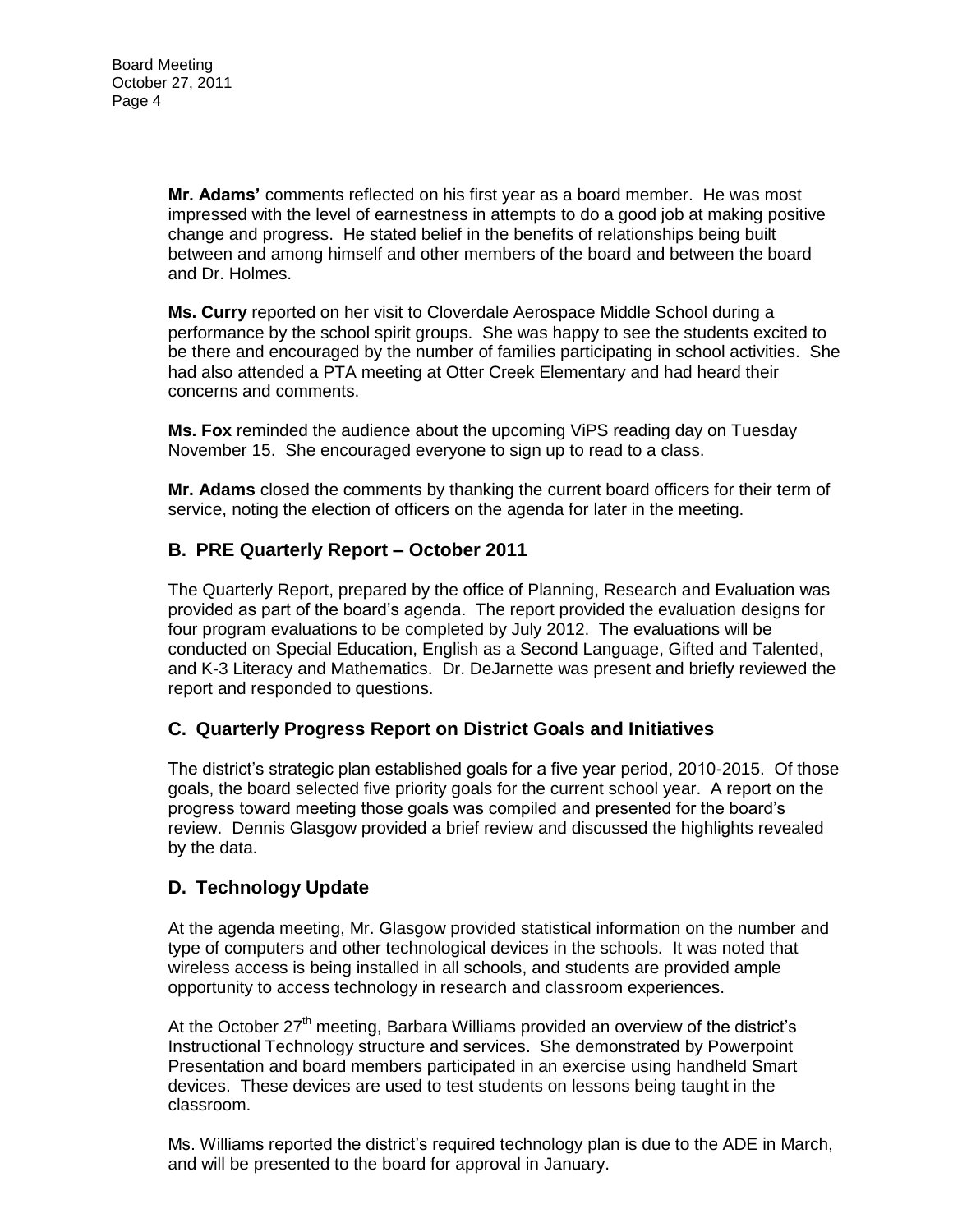**Mr. Adams'** comments reflected on his first year as a board member. He was most impressed with the level of earnestness in attempts to do a good job at making positive change and progress. He stated belief in the benefits of relationships being built between and among himself and other members of the board and between the board and Dr. Holmes.

**Ms. Curry** reported on her visit to Cloverdale Aerospace Middle School during a performance by the school spirit groups. She was happy to see the students excited to be there and encouraged by the number of families participating in school activities. She had also attended a PTA meeting at Otter Creek Elementary and had heard their concerns and comments.

**Ms. Fox** reminded the audience about the upcoming ViPS reading day on Tuesday November 15. She encouraged everyone to sign up to read to a class.

**Mr. Adams** closed the comments by thanking the current board officers for their term of service, noting the election of officers on the agenda for later in the meeting.

## B. PRE Quarterly Report – October 2011

The Quarterly Report, prepared by the office of Planning, Research and Evaluation was provided as part of the board's agenda. The report provided the evaluation designs for four program evaluations to be completed by July 2012. The evaluations will be conducted on Special Education, English as a Second Language, Gifted and Talented, and K-3 Literacy and Mathematics. Dr. DeJarnette was present and briefly reviewed the report and responded to questions.

## C. Quarterly Progress Report on District Goals and Initiatives

The district's strategic plan established goals for a five year period, 2010-2015. Of those goals, the board selected five priority goals for the current school year. A report on the progress toward meeting those goals was compiled and presented for the board's review. Dennis Glasgow provided a brief review and discussed the highlights revealed by the data.

## D. Technology Update

At the agenda meeting, Mr. Glasgow provided statistical information on the number and type of computers and other technological devices in the schools. It was noted that wireless access is being installed in all schools, and students are provided ample opportunity to access technology in research and classroom experiences.

At the October 27th meeting, Barbara Williams provided an overview of the district's Instructional Technology structure and services. She demonstrated by Powerpoint Presentation and board members participated in an exercise using handheld Smart devices. These devices are used to test students on lessons being taught in the classroom.

Ms. Williams reported the district's required technology plan is due to the ADE in March, and will be presented to the board for approval in January.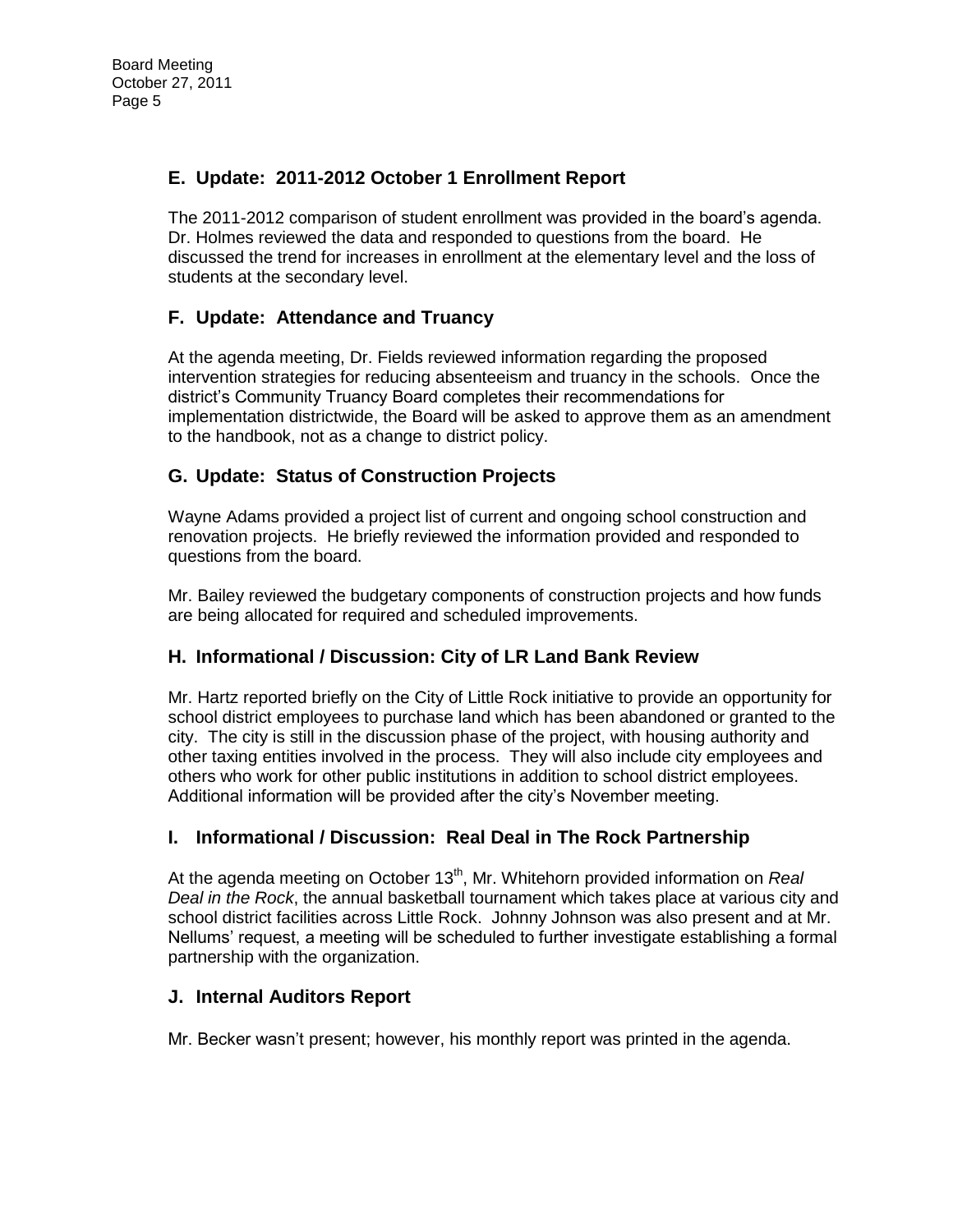## E. Update: 2011-2012 October 1 Enrollment Report

The 2011-2012 comparison of student enrollment was provided in the board's agenda. Dr. Holmes reviewed the data and responded to questions from the board. He discussed the trend for increases in enrollment at the elementary level and the loss of students at the secondary level.

## F. Update: Attendance and Truancy

At the agenda meeting, Dr. Fields reviewed information regarding the proposed intervention strategies for reducing absenteeism and truancy in the schools. Once the district's Community Truancy Board completes their recommendations for implementation districtwide, the Board will be asked to approve them as an amendment to the handbook, not as a change to district policy.

## G. Update: Status of Construction Projects

Wayne Adams provided a project list of current and ongoing school construction and renovation projects. He briefly reviewed the information provided and responded to questions from the board.

Mr. Bailey reviewed the budgetary components of construction projects and how funds are being allocated for required and scheduled improvements.

## H. Informational / Discussion: City of LR Land Bank Review

Mr. Hartz reported briefly on the City of Little Rock initiative to provide an opportunity for school district employees to purchase land which has been abandoned or granted to the city. The city is still in the discussion phase of the project, with housing authority and other taxing entities involved in the process. They will also include city employees and others who work for other public institutions in addition to school district employees. Additional information will be provided after the city's November meeting.

## I. Informational / Discussion: Real Deal in The Rock Partnership

At the agenda meeting on October 13th, Mr. Whitehorn provided information on *Real Deal in the Rock*, the annual basketball tournament which takes place at various city and school district facilities across Little Rock. Johnny Johnson was also present and at Mr. Nellums' request, a meeting will be scheduled to further investigate establishing a formal partnership with the organization.

## J. Internal Auditors Report

Mr. Becker wasn't present; however, his monthly report was printed in the agenda.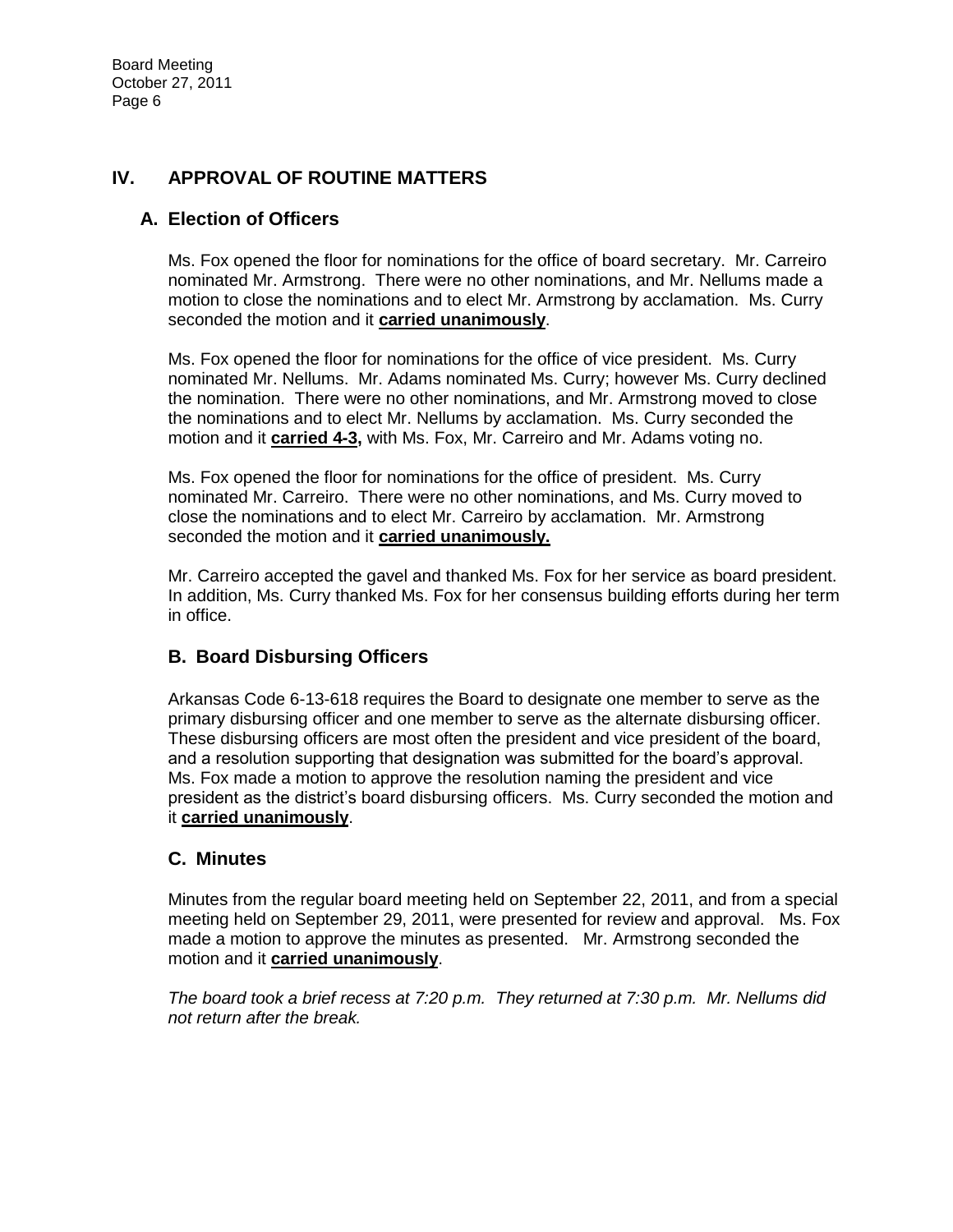## IV. APPROVAL OF ROUTINE MATTERS

### A. Election of Officers

Ms. Fox opened the floor for nominations for the office of board secretary. Mr. Carreiro nominated Mr. Armstrong. There were no other nominations, and Mr. Nellums made a motion to close the nominations and to elect Mr. Armstrong by acclamation. Ms. Curry seconded the motion and it **carried unanimously**.

Ms. Fox opened the floor for nominations for the office of vice president. Ms. Curry nominated Mr. Nellums. Mr. Adams nominated Ms. Curry; however Ms. Curry declined the nomination. There were no other nominations, and Mr. Armstrong moved to close the nominations and to elect Mr. Nellums by acclamation. Ms. Curry seconded the motion and it **carried 4-3,** with Ms. Fox, Mr. Carreiro and Mr. Adams voting no.

Ms. Fox opened the floor for nominations for the office of president. Ms. Curry nominated Mr. Carreiro. There were no other nominations, and Ms. Curry moved to close the nominations and to elect Mr. Carreiro by acclamation. Mr. Armstrong seconded the motion and it **carried unanimously.**

Mr. Carreiro accepted the gavel and thanked Ms. Fox for her service as board president. In addition, Ms. Curry thanked Ms. Fox for her consensus building efforts during her term in office.

### B. Board Disbursing Officers

Arkansas Code 6-13-618 requires the Board to designate one member to serve as the primary disbursing officer and one member to serve as the alternate disbursing officer. These disbursing officers are most often the president and vice president of the board, and a resolution supporting that designation was submitted for the board's approval. Ms. Fox made a motion to approve the resolution naming the president and vice president as the district's board disbursing officers. Ms. Curry seconded the motion and it **carried unanimously**.

### C. Minutes

Minutes from the regular board meeting held on September 22, 2011, and from a special meeting held on September 29, 2011, were presented for review and approval. Ms. Fox made a motion to approve the minutes as presented. Mr. Armstrong seconded the motion and it **carried unanimously**.

*The board took a brief recess at 7:20 p.m. They returned at 7:30 p.m. Mr. Nellums did not return after the break.*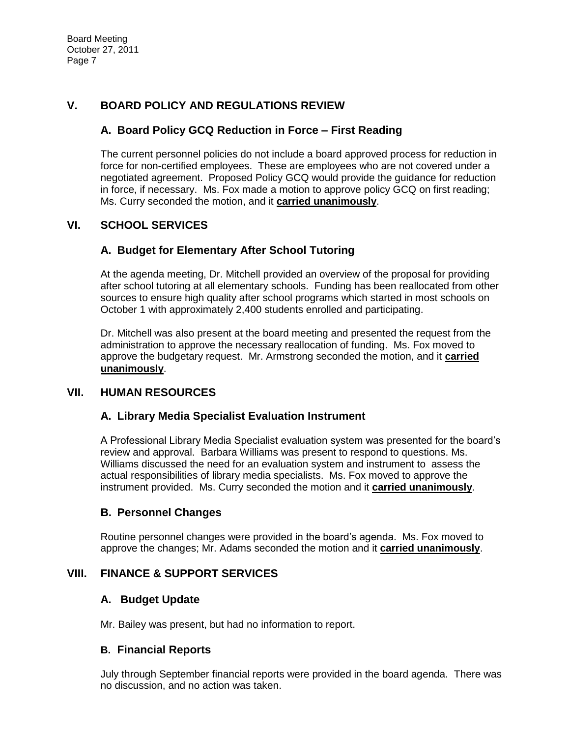## V. BOARD POLICY AND REGULATIONS REVIEW

### A. Board Policy GCQ Reduction in Force – First Reading

The current personnel policies do not include a board approved process for reduction in force for non-certified employees. These are employees who are not covered under a negotiated agreement. Proposed Policy GCQ would provide the guidance for reduction in force, if necessary. Ms. Fox made a motion to approve policy GCQ on first reading; Ms. Curry seconded the motion, and it **carried unanimously**.

## VI. SCHOOL SERVICES

### A. Budget for Elementary After School Tutoring

At the agenda meeting, Dr. Mitchell provided an overview of the proposal for providing after school tutoring at all elementary schools. Funding has been reallocated from other sources to ensure high quality after school programs which started in most schools on October 1 with approximately 2,400 students enrolled and participating.

Dr. Mitchell was also present at the board meeting and presented the request from the administration to approve the necessary reallocation of funding. Ms. Fox moved to approve the budgetary request. Mr. Armstrong seconded the motion, and it **carried unanimously**.

## VII. HUMAN RESOURCES

### A. Library Media Specialist Evaluation Instrument

A Professional Library Media Specialist evaluation system was presented for the board's review and approval. Barbara Williams was present to respond to questions. Ms. Williams discussed the need for an evaluation system and instrument to assess the actual responsibilities of library media specialists. Ms. Fox moved to approve the instrument provided. Ms. Curry seconded the motion and it **carried unanimously**.

### B. Personnel Changes

Routine personnel changes were provided in the board's agenda. Ms. Fox moved to approve the changes; Mr. Adams seconded the motion and it **carried unanimously**.

## VIII. FINANCE & SUPPORT SERVICES

### A. Budget Update

Mr. Bailey was present, but had no information to report.

### B. Financial Reports

July through September financial reports were provided in the board agenda. There was no discussion, and no action was taken.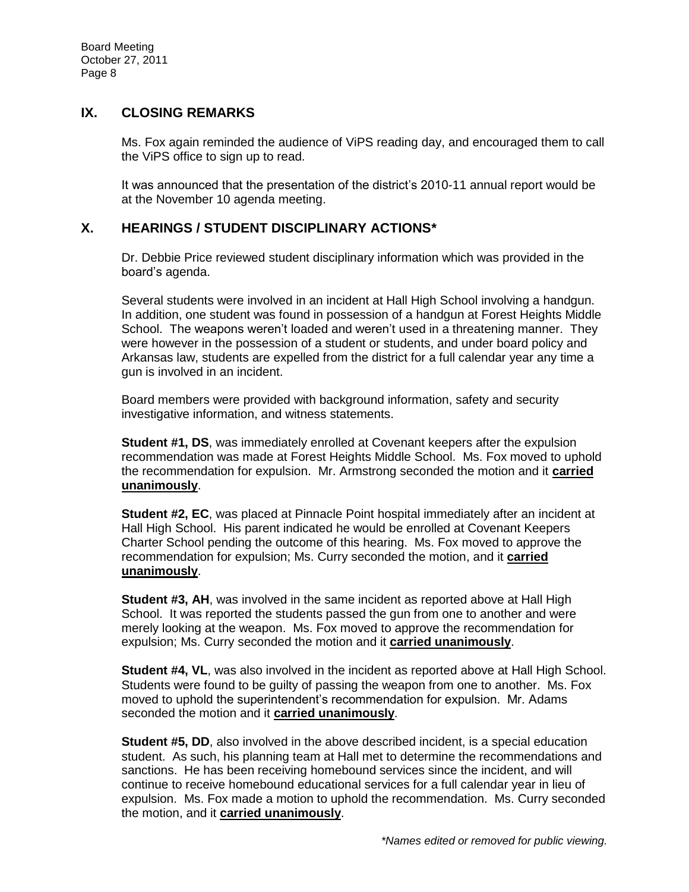## IX. CLOSING REMARKS

Ms. Fox again reminded the audience of ViPS reading day, and encouraged them to call the ViPS office to sign up to read.

It was announced that the presentation of the district's 2010-11 annual report would be at the November 10 agenda meeting.

## X. HEARINGS / STUDENT DISCIPLINARY ACTIONS*

Dr. Debbie Price reviewed student disciplinary information which was provided in the board's agenda.

Several students were involved in an incident at Hall High School involving a handgun. In addition, one student was found in possession of a handgun at Forest Heights Middle School. The weapons weren't loaded and weren't used in a threatening manner. They were however in the possession of a student or students, and under board policy and Arkansas law, students are expelled from the district for a full calendar year any time a gun is involved in an incident.

Board members were provided with background information, safety and security investigative information, and witness statements.

**Student #1, DS**, was immediately enrolled at Covenant keepers after the expulsion recommendation was made at Forest Heights Middle School. Ms. Fox moved to uphold the recommendation for expulsion. Mr. Armstrong seconded the motion and it **carried unanimously**.

**Student #2, EC**, was placed at Pinnacle Point hospital immediately after an incident at Hall High School. His parent indicated he would be enrolled at Covenant Keepers Charter School pending the outcome of this hearing. Ms. Fox moved to approve the recommendation for expulsion; Ms. Curry seconded the motion, and it **carried unanimously**.

**Student #3, AH**, was involved in the same incident as reported above at Hall High School. It was reported the students passed the gun from one to another and were merely looking at the weapon. Ms. Fox moved to approve the recommendation for expulsion; Ms. Curry seconded the motion and it **carried unanimously**.

**Student #4, VL**, was also involved in the incident as reported above at Hall High School. Students were found to be guilty of passing the weapon from one to another. Ms. Fox moved to uphold the superintendent's recommendation for expulsion. Mr. Adams seconded the motion and it **carried unanimously**.

**Student #5, DD**, also involved in the above described incident, is a special education student. As such, his planning team at Hall met to determine the recommendations and sanctions. He has been receiving homebound services since the incident, and will continue to receive homebound educational services for a full calendar year in lieu of expulsion. Ms. Fox made a motion to uphold the recommendation. Ms. Curry seconded the motion, and it **carried unanimously**.

*\*Names edited or removed for public viewing.*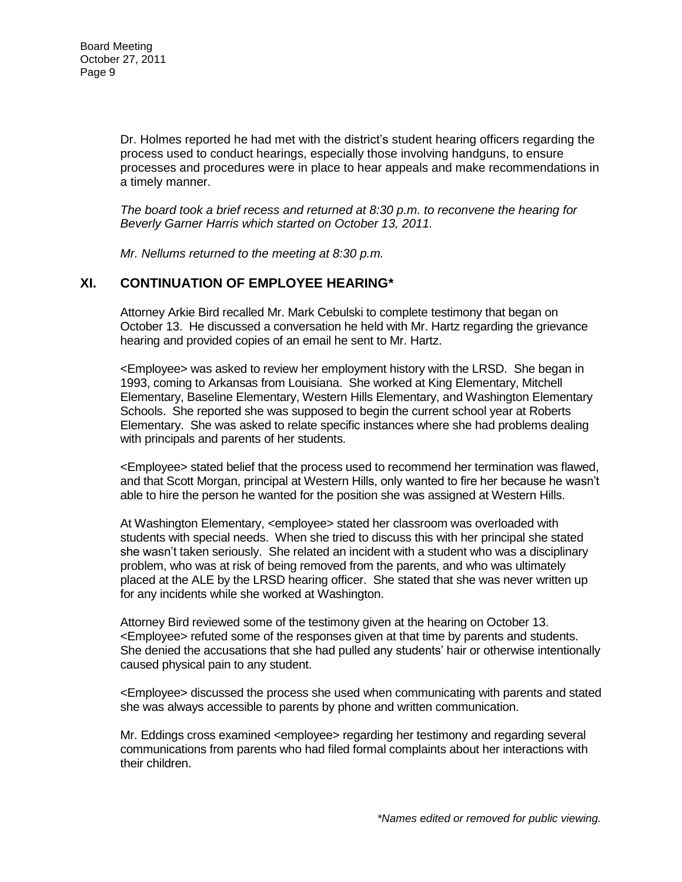Dr. Holmes reported he had met with the district's student hearing officers regarding the process used to conduct hearings, especially those involving handguns, to ensure processes and procedures were in place to hear appeals and make recommendations in a timely manner.

*The board took a brief recess and returned at 8:30 p.m. to reconvene the hearing for Beverly Garner Harris which started on October 13, 2011.*

*Mr. Nellums returned to the meeting at 8:30 p.m.*

## XI. CONTINUATION OF EMPLOYEE HEARING*

Attorney Arkie Bird recalled Mr. Mark Cebulski to complete testimony that began on October 13. He discussed a conversation he held with Mr. Hartz regarding the grievance hearing and provided copies of an email he sent to Mr. Hartz.

<Employee> was asked to review her employment history with the LRSD. She began in 1993, coming to Arkansas from Louisiana. She worked at King Elementary, Mitchell Elementary, Baseline Elementary, Western Hills Elementary, and Washington Elementary Schools. She reported she was supposed to begin the current school year at Roberts Elementary. She was asked to relate specific instances where she had problems dealing with principals and parents of her students.

<Employee> stated belief that the process used to recommend her termination was flawed, and that Scott Morgan, principal at Western Hills, only wanted to fire her because he wasn't able to hire the person he wanted for the position she was assigned at Western Hills.

At Washington Elementary, <employee> stated her classroom was overloaded with students with special needs. When she tried to discuss this with her principal she stated she wasn't taken seriously. She related an incident with a student who was a disciplinary problem, who was at risk of being removed from the parents, and who was ultimately placed at the ALE by the LRSD hearing officer. She stated that she was never written up for any incidents while she worked at Washington.

Attorney Bird reviewed some of the testimony given at the hearing on October 13. <Employee> refuted some of the responses given at that time by parents and students. She denied the accusations that she had pulled any students' hair or otherwise intentionally caused physical pain to any student.

<Employee> discussed the process she used when communicating with parents and stated she was always accessible to parents by phone and written communication.

Mr. Eddings cross examined <employee> regarding her testimony and regarding several communications from parents who had filed formal complaints about her interactions with their children.

*\*Names edited or removed for public viewing.*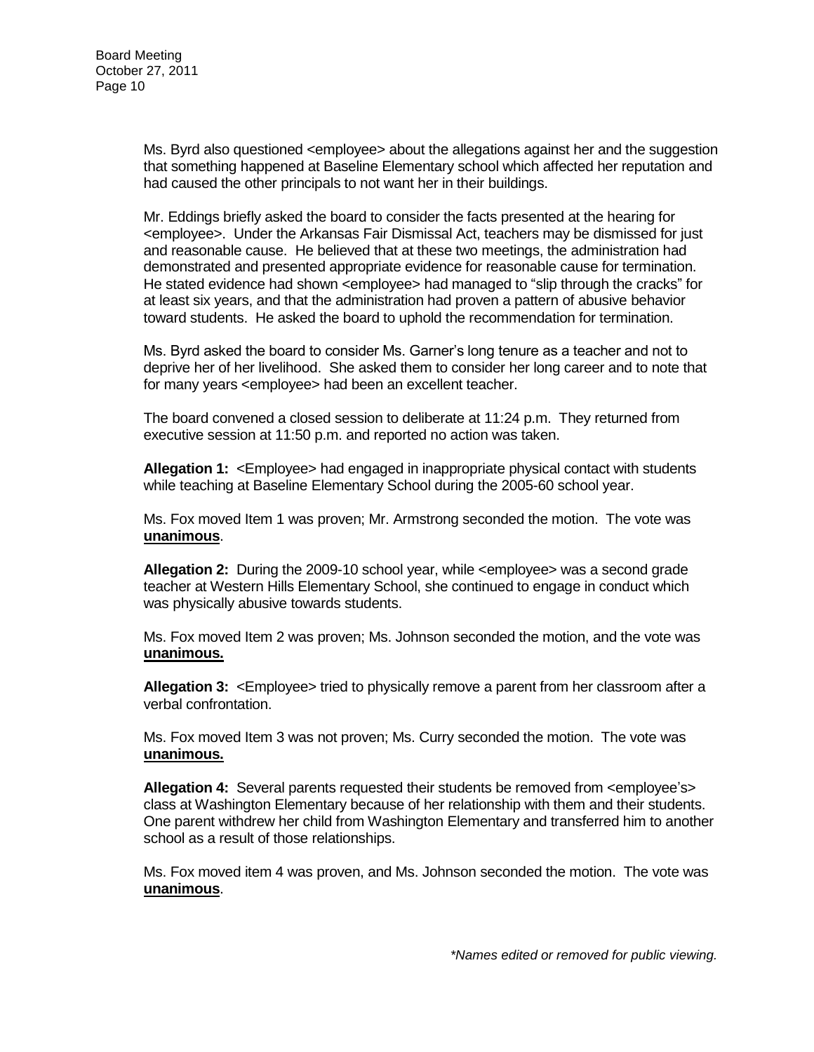Ms. Byrd also questioned <employee> about the allegations against her and the suggestion that something happened at Baseline Elementary school which affected her reputation and had caused the other principals to not want her in their buildings.

Mr. Eddings briefly asked the board to consider the facts presented at the hearing for <employee>. Under the Arkansas Fair Dismissal Act, teachers may be dismissed for just and reasonable cause. He believed that at these two meetings, the administration had demonstrated and presented appropriate evidence for reasonable cause for termination. He stated evidence had shown <employee> had managed to "slip through the cracks" for at least six years, and that the administration had proven a pattern of abusive behavior toward students. He asked the board to uphold the recommendation for termination.

Ms. Byrd asked the board to consider Ms. Garner's long tenure as a teacher and not to deprive her of her livelihood. She asked them to consider her long career and to note that for many years <employee> had been an excellent teacher.

The board convened a closed session to deliberate at 11:24 p.m. They returned from executive session at 11:50 p.m. and reported no action was taken.

**Allegation 1:** <Employee> had engaged in inappropriate physical contact with students while teaching at Baseline Elementary School during the 2005-60 school year.

Ms. Fox moved Item 1 was proven; Mr. Armstrong seconded the motion. The vote was **unanimous**.

**Allegation 2:** During the 2009-10 school year, while <employee> was a second grade teacher at Western Hills Elementary School, she continued to engage in conduct which was physically abusive towards students.

Ms. Fox moved Item 2 was proven; Ms. Johnson seconded the motion, and the vote was **unanimous.**

**Allegation 3:** <Employee> tried to physically remove a parent from her classroom after a verbal confrontation.

Ms. Fox moved Item 3 was not proven; Ms. Curry seconded the motion. The vote was **unanimous.**

**Allegation 4:** Several parents requested their students be removed from <employee's> class at Washington Elementary because of her relationship with them and their students. One parent withdrew her child from Washington Elementary and transferred him to another school as a result of those relationships.

Ms. Fox moved item 4 was proven, and Ms. Johnson seconded the motion. The vote was **unanimous**.

*\*Names edited or removed for public viewing.*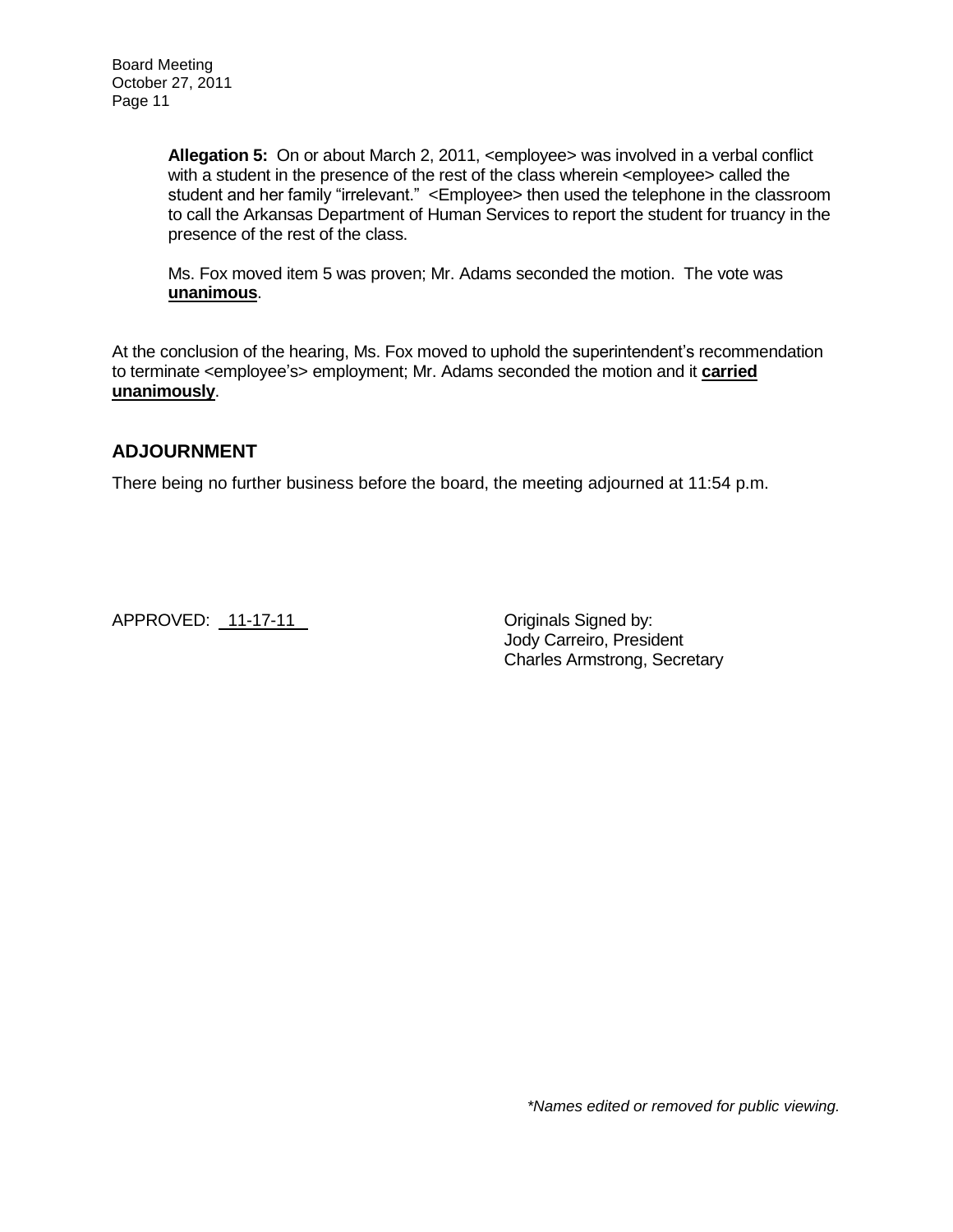**Allegation 5:** On or about March 2, 2011, <employee> was involved in a verbal conflict with a student in the presence of the rest of the class wherein <employee> called the student and her family "irrelevant." <Employee> then used the telephone in the classroom to call the Arkansas Department of Human Services to report the student for truancy in the presence of the rest of the class.

Ms. Fox moved item 5 was proven; Mr. Adams seconded the motion. The vote was **unanimous**.

At the conclusion of the hearing, Ms. Fox moved to uphold the superintendent's recommendation to terminate <employee's> employment; Mr. Adams seconded the motion and it **carried unanimously**.

## ADJOURNMENT

There being no further business before the board, the meeting adjourned at 11:54 p.m.

APPROVED: 11-17-11

Originals Signed by:
Jody Carreiro, President
Charles Armstrong, Secretary

*\*Names edited or removed for public viewing.*